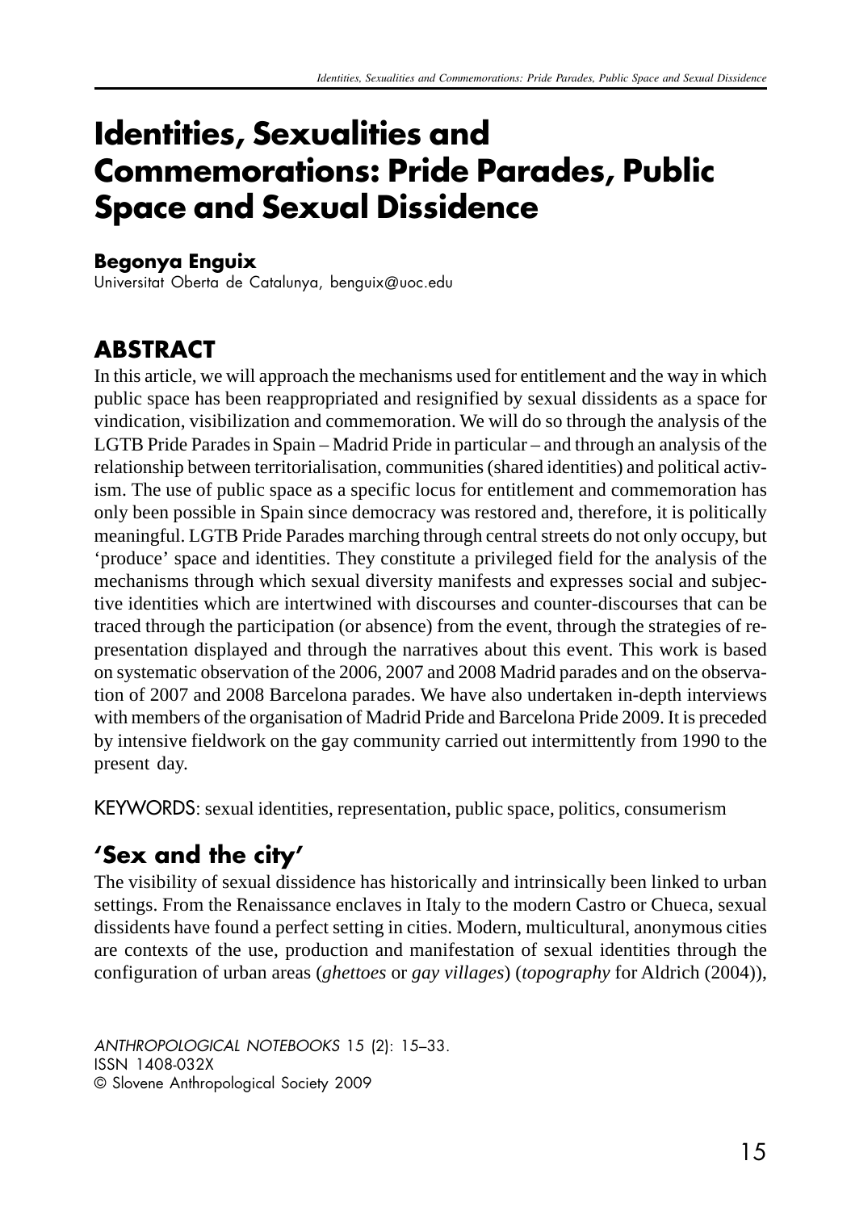# Identities, Sexualities and Commemorations: Pride Parades, Public Space and Sexual Dissidence

**Begonya Enguix**

Universitat Oberta de Catalunya, benguix@uoc.edu

## ABSTRACT

In this article, we will approach the mechanisms used for entitlement and the way in which public space has been reappropriated and resignified by sexual dissidents as a space for vindication, visibilization and commemoration. We will do so through the analysis of the LGTB Pride Parades in Spain – Madrid Pride in particular – and through an analysis of the relationship between territorialisation, communities (shared identities) and political activism. The use of public space as a specific locus for entitlement and commemoration has only been possible in Spain since democracy was restored and, therefore, it is politically meaningful. LGTB Pride Parades marching through central streets do not only occupy, but 'produce' space and identities. They constitute a privileged field for the analysis of the mechanisms through which sexual diversity manifests and expresses social and subjective identities which are intertwined with discourses and counter-discourses that can be traced through the participation (or absence) from the event, through the strategies of representation displayed and through the narratives about this event. This work is based on systematic observation of the 2006, 2007 and 2008 Madrid parades and on the observation of 2007 and 2008 Barcelona parades. We have also undertaken in-depth interviews with members of the organisation of Madrid Pride and Barcelona Pride 2009. It is preceded by intensive fieldwork on the gay community carried out intermittently from 1990 to the present day.

KEYWORDS: sexual identities, representation, public space, politics, consumerism

## 'Sex and the city'

The visibility of sexual dissidence has historically and intrinsically been linked to urban settings. From the Renaissance enclaves in Italy to the modern Castro or Chueca, sexual dissidents have found a perfect setting in cities. Modern, multicultural, anonymous cities are contexts of the use, production and manifestation of sexual identities through the configuration of urban areas (*ghettoes* or *gay villages*) (*topography* for Aldrich (2004)),

*ANTHROPOLOGICAL NOTEBOOKS* 15 (2): 15–33.
ISSN 1408-032X
© Slovene Anthropological Society 2009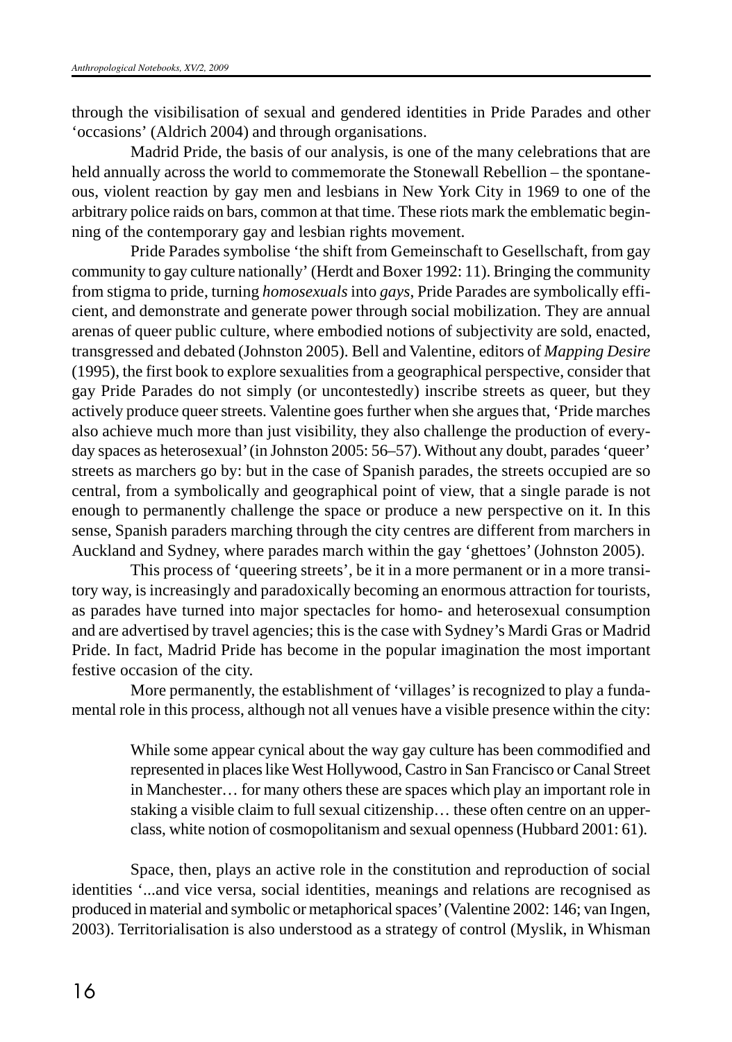through the visibilisation of sexual and gendered identities in Pride Parades and other 'occasions' (Aldrich 2004) and through organisations.

Madrid Pride, the basis of our analysis, is one of the many celebrations that are held annually across the world to commemorate the Stonewall Rebellion – the spontaneous, violent reaction by gay men and lesbians in New York City in 1969 to one of the arbitrary police raids on bars, common at that time. These riots mark the emblematic beginning of the contemporary gay and lesbian rights movement.

Pride Parades symbolise 'the shift from Gemeinschaft to Gesellschaft, from gay community to gay culture nationally' (Herdt and Boxer 1992: 11). Bringing the community from stigma to pride, turning *homosexuals* into *gays*, Pride Parades are symbolically efficient, and demonstrate and generate power through social mobilization. They are annual arenas of queer public culture, where embodied notions of subjectivity are sold, enacted, transgressed and debated (Johnston 2005). Bell and Valentine, editors of *Mapping Desire* (1995), the first book to explore sexualities from a geographical perspective, consider that gay Pride Parades do not simply (or uncontestedly) inscribe streets as queer, but they actively produce queer streets. Valentine goes further when she argues that, 'Pride marches also achieve much more than just visibility, they also challenge the production of everyday spaces as heterosexual' (in Johnston 2005: 56–57). Without any doubt, parades 'queer' streets as marchers go by: but in the case of Spanish parades, the streets occupied are so central, from a symbolically and geographical point of view, that a single parade is not enough to permanently challenge the space or produce a new perspective on it. In this sense, Spanish paraders marching through the city centres are different from marchers in Auckland and Sydney, where parades march within the gay 'ghettoes' (Johnston 2005).

This process of 'queering streets', be it in a more permanent or in a more transitory way, is increasingly and paradoxically becoming an enormous attraction for tourists, as parades have turned into major spectacles for homo- and heterosexual consumption and are advertised by travel agencies; this is the case with Sydney's Mardi Gras or Madrid Pride. In fact, Madrid Pride has become in the popular imagination the most important festive occasion of the city.

More permanently, the establishment of 'villages' is recognized to play a fundamental role in this process, although not all venues have a visible presence within the city:

> While some appear cynical about the way gay culture has been commodified and represented in places like West Hollywood, Castro in San Francisco or Canal Street in Manchester… for many others these are spaces which play an important role in staking a visible claim to full sexual citizenship… these often centre on an upper-class, white notion of cosmopolitanism and sexual openness (Hubbard 2001: 61).

Space, then, plays an active role in the constitution and reproduction of social identities '...and vice versa, social identities, meanings and relations are recognised as produced in material and symbolic or metaphorical spaces' (Valentine 2002: 146; van Ingen, 2003). Territorialisation is also understood as a strategy of control (Myslik, in Whisman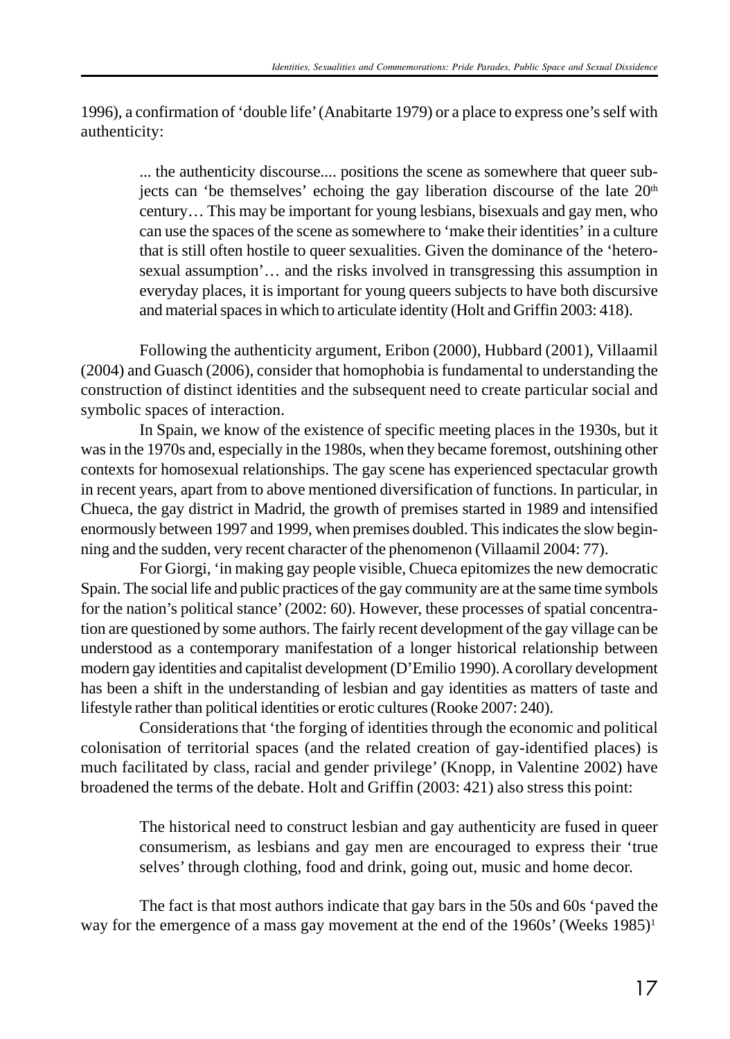1996), a confirmation of 'double life' (Anabitarte 1979) or a place to express one's self with authenticity:

> ... the authenticity discourse.... positions the scene as somewhere that queer subjects can 'be themselves' echoing the gay liberation discourse of the late 20th century… This may be important for young lesbians, bisexuals and gay men, who can use the spaces of the scene as somewhere to 'make their identities' in a culture that is still often hostile to queer sexualities. Given the dominance of the 'heterosexual assumption'… and the risks involved in transgressing this assumption in everyday places, it is important for young queers subjects to have both discursive and material spaces in which to articulate identity (Holt and Griffin 2003: 418).

Following the authenticity argument, Eribon (2000), Hubbard (2001), Villaamil (2004) and Guasch (2006), consider that homophobia is fundamental to understanding the construction of distinct identities and the subsequent need to create particular social and symbolic spaces of interaction.

In Spain, we know of the existence of specific meeting places in the 1930s, but it was in the 1970s and, especially in the 1980s, when they became foremost, outshining other contexts for homosexual relationships. The gay scene has experienced spectacular growth in recent years, apart from to above mentioned diversification of functions. In particular, in Chueca, the gay district in Madrid, the growth of premises started in 1989 and intensified enormously between 1997 and 1999, when premises doubled. This indicates the slow beginning and the sudden, very recent character of the phenomenon (Villaamil 2004: 77).

For Giorgi, 'in making gay people visible, Chueca epitomizes the new democratic Spain. The social life and public practices of the gay community are at the same time symbols for the nation's political stance' (2002: 60). However, these processes of spatial concentration are questioned by some authors. The fairly recent development of the gay village can be understood as a contemporary manifestation of a longer historical relationship between modern gay identities and capitalist development (D'Emilio 1990). A corollary development has been a shift in the understanding of lesbian and gay identities as matters of taste and lifestyle rather than political identities or erotic cultures (Rooke 2007: 240).

Considerations that 'the forging of identities through the economic and political colonisation of territorial spaces (and the related creation of gay-identified places) is much facilitated by class, racial and gender privilege' (Knopp, in Valentine 2002) have broadened the terms of the debate. Holt and Griffin (2003: 421) also stress this point:

> The historical need to construct lesbian and gay authenticity are fused in queer consumerism, as lesbians and gay men are encouraged to express their 'true selves' through clothing, food and drink, going out, music and home decor.

The fact is that most authors indicate that gay bars in the 50s and 60s 'paved the way for the emergence of a mass gay movement at the end of the 1960s' (Weeks 1985)[1]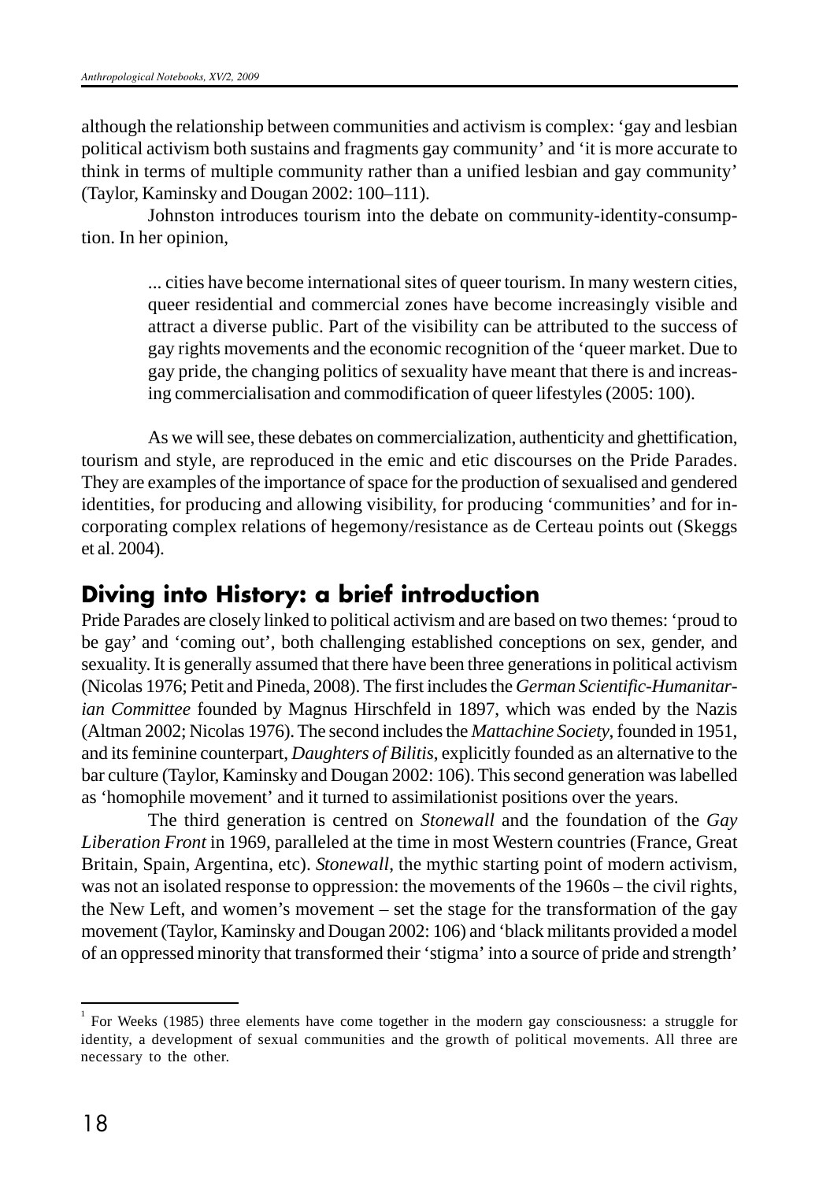although the relationship between communities and activism is complex: 'gay and lesbian political activism both sustains and fragments gay community' and 'it is more accurate to think in terms of multiple community rather than a unified lesbian and gay community' (Taylor, Kaminsky and Dougan 2002: 100–111).

Johnston introduces tourism into the debate on community-identity-consumption. In her opinion,

> ... cities have become international sites of queer tourism. In many western cities, queer residential and commercial zones have become increasingly visible and attract a diverse public. Part of the visibility can be attributed to the success of gay rights movements and the economic recognition of the 'queer market. Due to gay pride, the changing politics of sexuality have meant that there is and increasing commercialisation and commodification of queer lifestyles (2005: 100).

As we will see, these debates on commercialization, authenticity and ghettification, tourism and style, are reproduced in the emic and etic discourses on the Pride Parades. They are examples of the importance of space for the production of sexualised and gendered identities, for producing and allowing visibility, for producing 'communities' and for incorporating complex relations of hegemony/resistance as de Certeau points out (Skeggs et al. 2004).

## Diving into History: a brief introduction

Pride Parades are closely linked to political activism and are based on two themes: 'proud to be gay' and 'coming out', both challenging established conceptions on sex, gender, and sexuality. It is generally assumed that there have been three generations in political activism (Nicolas 1976; Petit and Pineda, 2008). The first includes the *German Scientific-Humanitarian Committee* founded by Magnus Hirschfeld in 1897, which was ended by the Nazis (Altman 2002; Nicolas 1976). The second includes the *Mattachine Society*, founded in 1951, and its feminine counterpart, *Daughters of Bilitis*, explicitly founded as an alternative to the bar culture (Taylor, Kaminsky and Dougan 2002: 106). This second generation was labelled as 'homophile movement' and it turned to assimilationist positions over the years.

The third generation is centred on *Stonewall* and the foundation of the *Gay Liberation Front* in 1969, paralleled at the time in most Western countries (France, Great Britain, Spain, Argentina, etc). *Stonewall*, the mythic starting point of modern activism, was not an isolated response to oppression: the movements of the 1960s – the civil rights, the New Left, and women's movement – set the stage for the transformation of the gay movement (Taylor, Kaminsky and Dougan 2002: 106) and 'black militants provided a model of an oppressed minority that transformed their 'stigma' into a source of pride and strength'

[1] For Weeks (1985) three elements have come together in the modern gay consciousness: a struggle for identity, a development of sexual communities and the growth of political movements. All three are necessary to the other.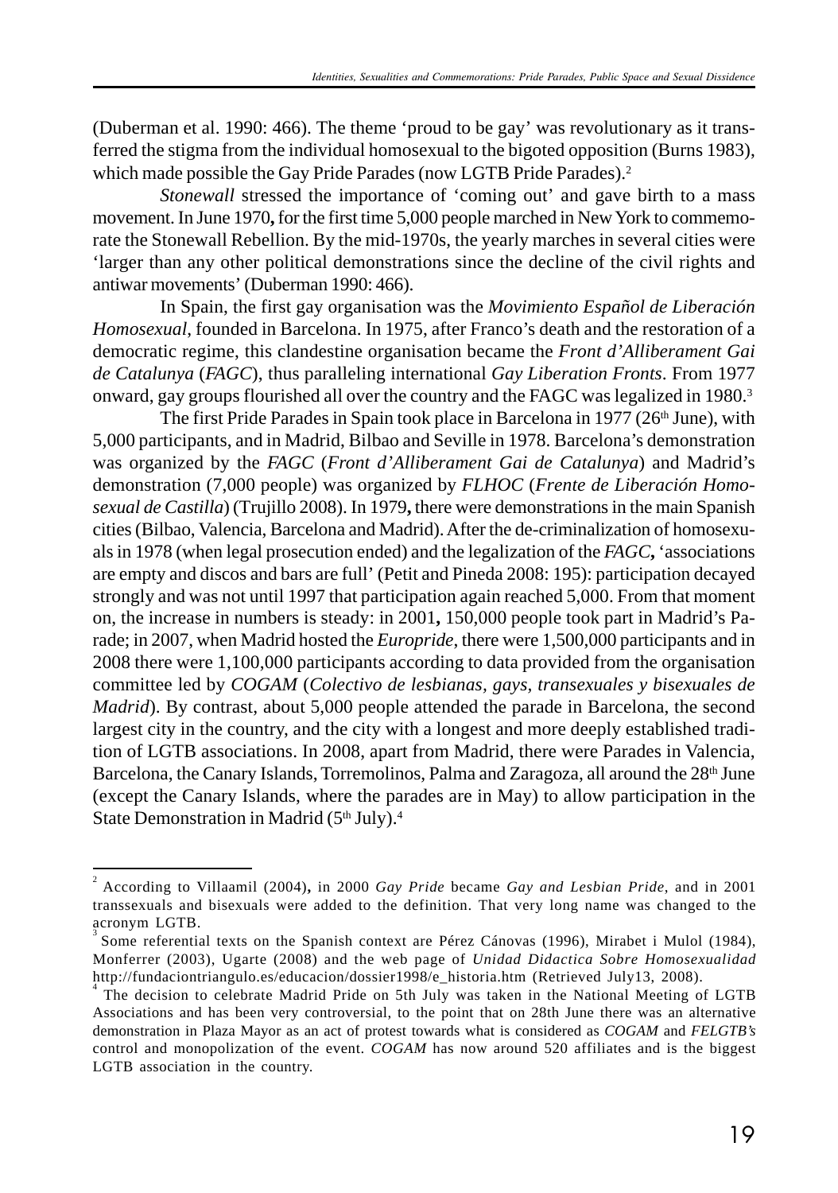(Duberman et al. 1990: 466). The theme 'proud to be gay' was revolutionary as it transferred the stigma from the individual homosexual to the bigoted opposition (Burns 1983), which made possible the Gay Pride Parades (now LGTB Pride Parades).[2]

*Stonewall* stressed the importance of 'coming out' and gave birth to a mass movement. In June 1970**,** for the first time 5,000 people marched in New York to commemorate the Stonewall Rebellion. By the mid-1970s, the yearly marches in several cities were 'larger than any other political demonstrations since the decline of the civil rights and antiwar movements' (Duberman 1990: 466).

In Spain, the first gay organisation was the *Movimiento Español de Liberación Homosexual*, founded in Barcelona. In 1975, after Franco's death and the restoration of a democratic regime, this clandestine organisation became the *Front d'Alliberament Gai de Catalunya* (*FAGC*), thus paralleling international *Gay Liberation Fronts*. From 1977 onward, gay groups flourished all over the country and the FAGC was legalized in 1980.[3]

The first Pride Parades in Spain took place in Barcelona in 1977 (26th June), with 5,000 participants, and in Madrid, Bilbao and Seville in 1978. Barcelona's demonstration was organized by the *FAGC* (*Front d'Alliberament Gai de Catalunya*) and Madrid's demonstration (7,000 people) was organized by *FLHOC* (*Frente de Liberación Homosexual de Castilla*) (Trujillo 2008). In 1979**,** there were demonstrations in the main Spanish cities (Bilbao, Valencia, Barcelona and Madrid). After the de-criminalization of homosexuals in 1978 (when legal prosecution ended) and the legalization of the *FAGC***,** 'associations are empty and discos and bars are full' (Petit and Pineda 2008: 195): participation decayed strongly and was not until 1997 that participation again reached 5,000. From that moment on, the increase in numbers is steady: in 2001**,** 150,000 people took part in Madrid's Parade; in 2007, when Madrid hosted the *Europride*, there were 1,500,000 participants and in 2008 there were 1,100,000 participants according to data provided from the organisation committee led by *COGAM* (*Colectivo de lesbianas, gays, transexuales y bisexuales de Madrid*). By contrast, about 5,000 people attended the parade in Barcelona, the second largest city in the country, and the city with a longest and more deeply established tradition of LGTB associations. In 2008, apart from Madrid, there were Parades in Valencia, Barcelona, the Canary Islands, Torremolinos, Palma and Zaragoza, all around the 28th June (except the Canary Islands, where the parades are in May) to allow participation in the State Demonstration in Madrid (5th July).[4]

---

[2] According to Villaamil (2004)**,** in 2000 *Gay Pride* became *Gay and Lesbian Pride*, and in 2001 transsexuals and bisexuals were added to the definition. That very long name was changed to the acronym LGTB.

[3] Some referential texts on the Spanish context are Pérez Cánovas (1996), Mirabet i Mulol (1984), Monferrer (2003), Ugarte (2008) and the web page of *Unidad Didactica Sobre Homosexualidad* http://fundaciontriangulo.es/educacion/dossier1998/e_historia.htm (Retrieved July13, 2008).

[4] The decision to celebrate Madrid Pride on 5th July was taken in the National Meeting of LGTB Associations and has been very controversial, to the point that on 28th June there was an alternative demonstration in Plaza Mayor as an act of protest towards what is considered as *COGAM* and *FELGTB's* control and monopolization of the event. *COGAM* has now around 520 affiliates and is the biggest LGTB association in the country.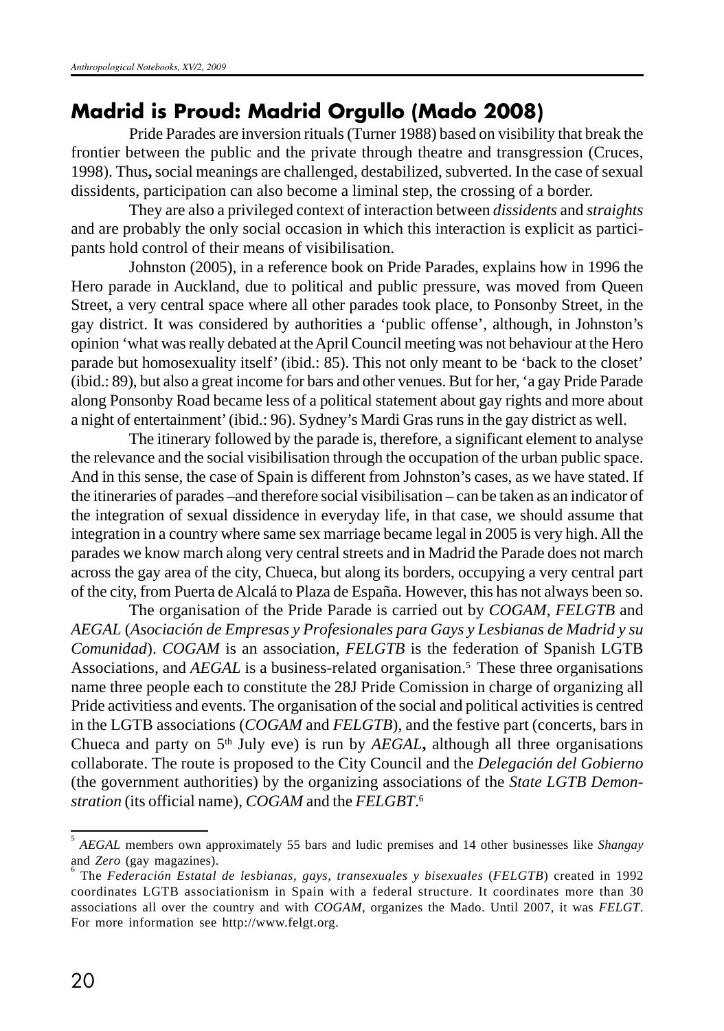## Madrid is Proud: Madrid Orgullo (Mado 2008)

Pride Parades are inversion rituals (Turner 1988) based on visibility that break the frontier between the public and the private through theatre and transgression (Cruces, 1998). Thus**,** social meanings are challenged, destabilized, subverted. In the case of sexual dissidents, participation can also become a liminal step, the crossing of a border.

They are also a privileged context of interaction between *dissidents* and *straights* and are probably the only social occasion in which this interaction is explicit as participants hold control of their means of visibilisation.

Johnston (2005), in a reference book on Pride Parades, explains how in 1996 the Hero parade in Auckland, due to political and public pressure, was moved from Queen Street, a very central space where all other parades took place, to Ponsonby Street, in the gay district. It was considered by authorities a 'public offense', although, in Johnston's opinion 'what was really debated at the April Council meeting was not behaviour at the Hero parade but homosexuality itself' (ibid.: 85). This not only meant to be 'back to the closet' (ibid.: 89), but also a great income for bars and other venues. But for her, 'a gay Pride Parade along Ponsonby Road became less of a political statement about gay rights and more about a night of entertainment' (ibid.: 96). Sydney's Mardi Gras runs in the gay district as well.

The itinerary followed by the parade is, therefore, a significant element to analyse the relevance and the social visibilisation through the occupation of the urban public space. And in this sense, the case of Spain is different from Johnston's cases, as we have stated. If the itineraries of parades –and therefore social visibilisation – can be taken as an indicator of the integration of sexual dissidence in everyday life, in that case, we should assume that integration in a country where same sex marriage became legal in 2005 is very high. All the parades we know march along very central streets and in Madrid the Parade does not march across the gay area of the city, Chueca, but along its borders, occupying a very central part of the city, from Puerta de Alcalá to Plaza de España. However, this has not always been so.

The organisation of the Pride Parade is carried out by *COGAM*, *FELGTB* and *AEGAL* (*Asociación de Empresas y Profesionales para Gays y Lesbianas de Madrid y su Comunidad*). *COGAM* is an association, *FELGTB* is the federation of Spanish LGTB Associations, and *AEGAL* is a business-related organisation.[5] These three organisations name three people each to constitute the 28J Pride Comission in charge of organizing all Pride activitiess and events. The organisation of the social and political activities is centred in the LGTB associations (*COGAM* and *FELGTB*), and the festive part (concerts, bars in Chueca and party on 5th July eve) is run by *AEGAL***,** although all three organisations collaborate. The route is proposed to the City Council and the *Delegación del Gobierno* (the government authorities) by the organizing associations of the *State LGTB Demonstration* (its official name), *COGAM* and the *FELGBT*.[6]

---

[5] *AEGAL* members own approximately 55 bars and ludic premises and 14 other businesses like *Shangay* and *Zero* (gay magazines).

[6] The *Federación Estatal de lesbianas, gays, transexuales y bisexuales* (*FELGTB*) created in 1992 coordinates LGTB associationism in Spain with a federal structure. It coordinates more than 30 associations all over the country and with *COGAM*, organizes the Mado. Until 2007, it was *FELGT*. For more information see http://www.felgt.org.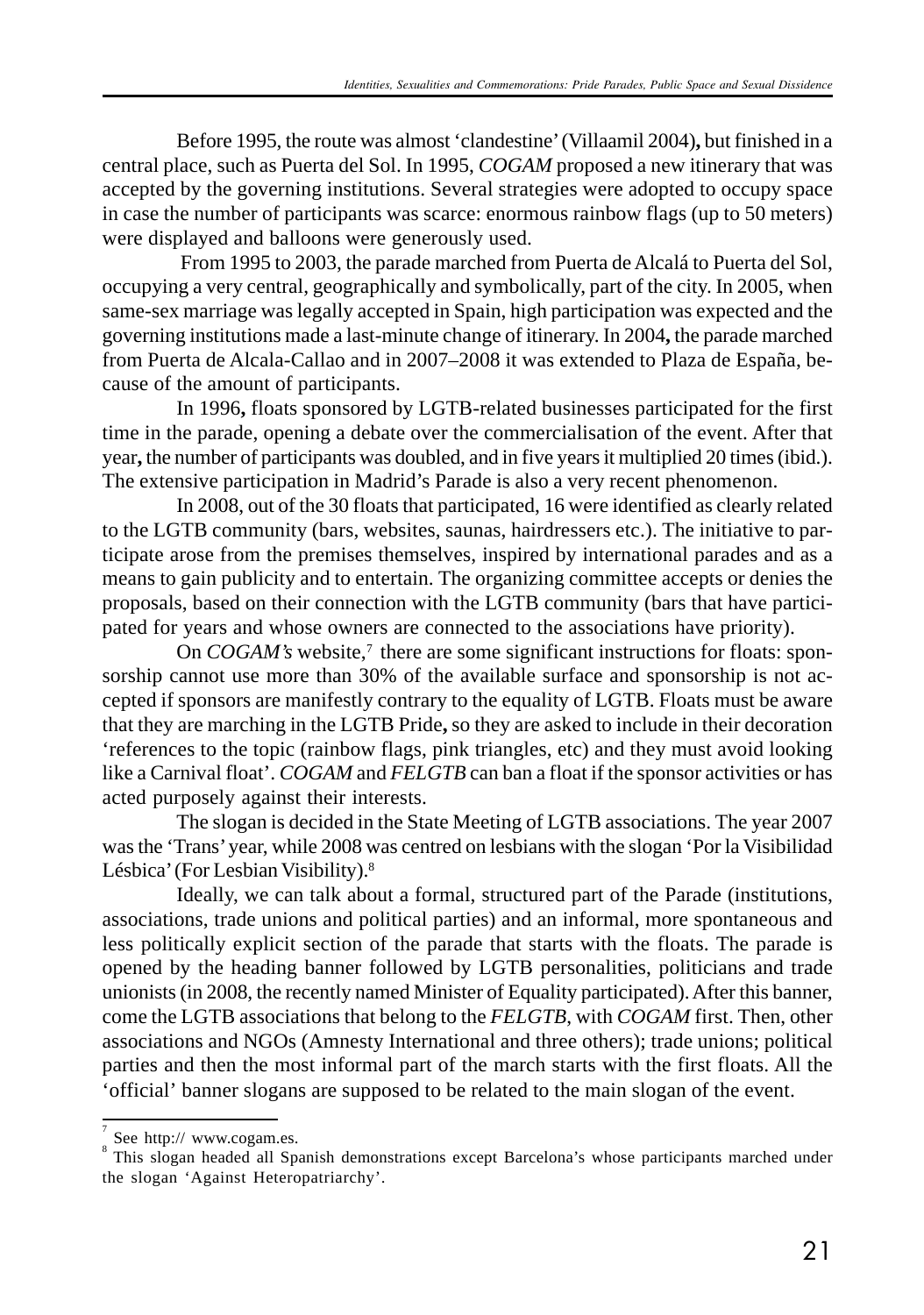Before 1995, the route was almost 'clandestine' (Villaamil 2004)**,** but finished in a central place, such as Puerta del Sol. In 1995, *COGAM* proposed a new itinerary that was accepted by the governing institutions. Several strategies were adopted to occupy space in case the number of participants was scarce: enormous rainbow flags (up to 50 meters) were displayed and balloons were generously used.

From 1995 to 2003, the parade marched from Puerta de Alcalá to Puerta del Sol, occupying a very central, geographically and symbolically, part of the city. In 2005, when same-sex marriage was legally accepted in Spain, high participation was expected and the governing institutions made a last-minute change of itinerary. In 2004**,** the parade marched from Puerta de Alcala-Callao and in 2007–2008 it was extended to Plaza de España, because of the amount of participants.

In 1996**,** floats sponsored by LGTB-related businesses participated for the first time in the parade, opening a debate over the commercialisation of the event. After that year**,** the number of participants was doubled, and in five years it multiplied 20 times (ibid.). The extensive participation in Madrid's Parade is also a very recent phenomenon.

In 2008, out of the 30 floats that participated, 16 were identified as clearly related to the LGTB community (bars, websites, saunas, hairdressers etc.). The initiative to participate arose from the premises themselves, inspired by international parades and as a means to gain publicity and to entertain. The organizing committee accepts or denies the proposals, based on their connection with the LGTB community (bars that have participated for years and whose owners are connected to the associations have priority).

On *COGAM's* website,[7] there are some significant instructions for floats: sponsorship cannot use more than 30% of the available surface and sponsorship is not accepted if sponsors are manifestly contrary to the equality of LGTB. Floats must be aware that they are marching in the LGTB Pride**,** so they are asked to include in their decoration 'references to the topic (rainbow flags, pink triangles, etc) and they must avoid looking like a Carnival float'. *COGAM* and *FELGTB* can ban a float if the sponsor activities or has acted purposely against their interests.

The slogan is decided in the State Meeting of LGTB associations. The year 2007 was the 'Trans' year, while 2008 was centred on lesbians with the slogan 'Por la Visibilidad Lésbica' (For Lesbian Visibility).[8]

Ideally, we can talk about a formal, structured part of the Parade (institutions, associations, trade unions and political parties) and an informal, more spontaneous and less politically explicit section of the parade that starts with the floats. The parade is opened by the heading banner followed by LGTB personalities, politicians and trade unionists (in 2008, the recently named Minister of Equality participated). After this banner, come the LGTB associations that belong to the *FELGTB*, with *COGAM* first. Then, other associations and NGOs (Amnesty International and three others); trade unions; political parties and then the most informal part of the march starts with the first floats. All the 'official' banner slogans are supposed to be related to the main slogan of the event.

---

[7] See http:// www.cogam.es.

[8] This slogan headed all Spanish demonstrations except Barcelona's whose participants marched under the slogan 'Against Heteropatriarchy'.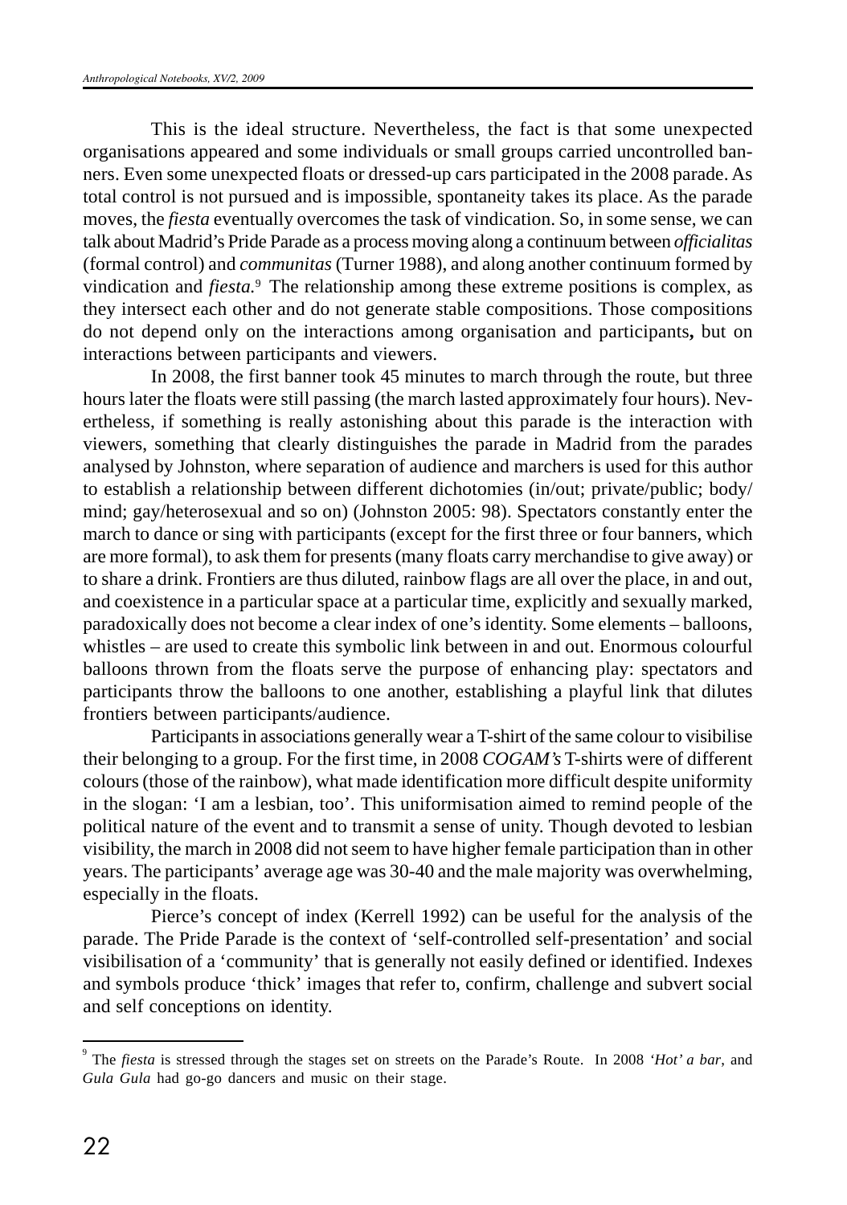This is the ideal structure. Nevertheless, the fact is that some unexpected organisations appeared and some individuals or small groups carried uncontrolled banners. Even some unexpected floats or dressed-up cars participated in the 2008 parade. As total control is not pursued and is impossible, spontaneity takes its place. As the parade moves, the *fiesta* eventually overcomes the task of vindication. So, in some sense, we can talk about Madrid's Pride Parade as a process moving along a continuum between *officialitas* (formal control) and *communitas* (Turner 1988), and along another continuum formed by vindication and *fiesta*.[9] The relationship among these extreme positions is complex, as they intersect each other and do not generate stable compositions. Those compositions do not depend only on the interactions among organisation and participants**,** but on interactions between participants and viewers.

In 2008, the first banner took 45 minutes to march through the route, but three hours later the floats were still passing (the march lasted approximately four hours). Nevertheless, if something is really astonishing about this parade is the interaction with viewers, something that clearly distinguishes the parade in Madrid from the parades analysed by Johnston, where separation of audience and marchers is used for this author to establish a relationship between different dichotomies (in/out; private/public; body/mind; gay/heterosexual and so on) (Johnston 2005: 98). Spectators constantly enter the march to dance or sing with participants (except for the first three or four banners, which are more formal), to ask them for presents (many floats carry merchandise to give away) or to share a drink. Frontiers are thus diluted, rainbow flags are all over the place, in and out, and coexistence in a particular space at a particular time, explicitly and sexually marked, paradoxically does not become a clear index of one's identity. Some elements – balloons, whistles – are used to create this symbolic link between in and out. Enormous colourful balloons thrown from the floats serve the purpose of enhancing play: spectators and participants throw the balloons to one another, establishing a playful link that dilutes frontiers between participants/audience.

Participants in associations generally wear a T-shirt of the same colour to visibilise their belonging to a group. For the first time, in 2008 *COGAM's* T-shirts were of different colours (those of the rainbow), what made identification more difficult despite uniformity in the slogan: 'I am a lesbian, too'. This uniformisation aimed to remind people of the political nature of the event and to transmit a sense of unity. Though devoted to lesbian visibility, the march in 2008 did not seem to have higher female participation than in other years. The participants' average age was 30-40 and the male majority was overwhelming, especially in the floats.

Pierce's concept of index (Kerrell 1992) can be useful for the analysis of the parade. The Pride Parade is the context of 'self-controlled self-presentation' and social visibilisation of a 'community' that is generally not easily defined or identified. Indexes and symbols produce 'thick' images that refer to, confirm, challenge and subvert social and self conceptions on identity.

---

[9] The *fiesta* is stressed through the stages set on streets on the Parade's Route. In 2008 *'Hot' a bar*, and *Gula Gula* had go-go dancers and music on their stage.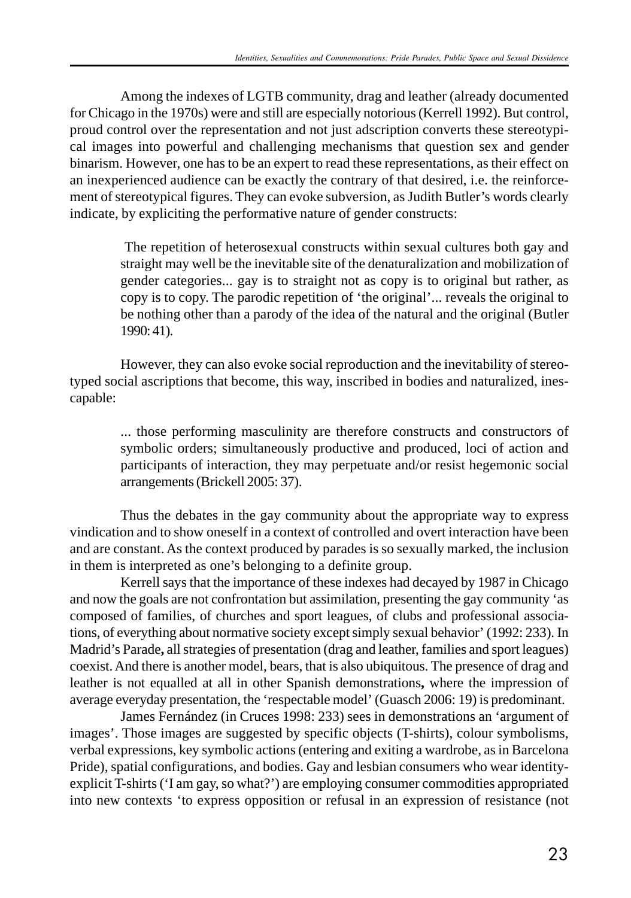Among the indexes of LGTB community, drag and leather (already documented for Chicago in the 1970s) were and still are especially notorious (Kerrell 1992). But control, proud control over the representation and not just adscription converts these stereotypical images into powerful and challenging mechanisms that question sex and gender binarism. However, one has to be an expert to read these representations, as their effect on an inexperienced audience can be exactly the contrary of that desired, i.e. the reinforcement of stereotypical figures. They can evoke subversion, as Judith Butler's words clearly indicate, by expliciting the performative nature of gender constructs:

> The repetition of heterosexual constructs within sexual cultures both gay and straight may well be the inevitable site of the denaturalization and mobilization of gender categories... gay is to straight not as copy is to original but rather, as copy is to copy. The parodic repetition of 'the original'... reveals the original to be nothing other than a parody of the idea of the natural and the original (Butler 1990: 41).

However, they can also evoke social reproduction and the inevitability of stereotyped social ascriptions that become, this way, inscribed in bodies and naturalized, inescapable:

> ... those performing masculinity are therefore constructs and constructors of symbolic orders; simultaneously productive and produced, loci of action and participants of interaction, they may perpetuate and/or resist hegemonic social arrangements (Brickell 2005: 37).

Thus the debates in the gay community about the appropriate way to express vindication and to show oneself in a context of controlled and overt interaction have been and are constant. As the context produced by parades is so sexually marked, the inclusion in them is interpreted as one's belonging to a definite group.

Kerrell says that the importance of these indexes had decayed by 1987 in Chicago and now the goals are not confrontation but assimilation, presenting the gay community 'as composed of families, of churches and sport leagues, of clubs and professional associations, of everything about normative society except simply sexual behavior' (1992: 233). In Madrid's Parade**,** all strategies of presentation (drag and leather, families and sport leagues) coexist. And there is another model, bears, that is also ubiquitous. The presence of drag and leather is not equalled at all in other Spanish demonstrations**,** where the impression of average everyday presentation, the 'respectable model' (Guasch 2006: 19) is predominant.

James Fernández (in Cruces 1998: 233) sees in demonstrations an 'argument of images'. Those images are suggested by specific objects (T-shirts), colour symbolisms, verbal expressions, key symbolic actions (entering and exiting a wardrobe, as in Barcelona Pride), spatial configurations, and bodies. Gay and lesbian consumers who wear identity-explicit T-shirts ('I am gay, so what?') are employing consumer commodities appropriated into new contexts 'to express opposition or refusal in an expression of resistance (not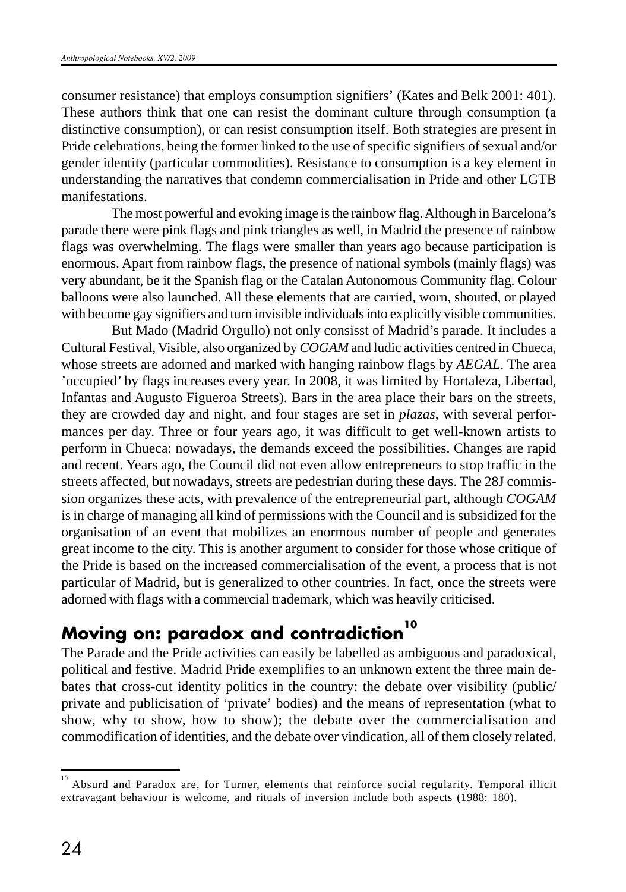consumer resistance) that employs consumption signifiers' (Kates and Belk 2001: 401). These authors think that one can resist the dominant culture through consumption (a distinctive consumption), or can resist consumption itself. Both strategies are present in Pride celebrations, being the former linked to the use of specific signifiers of sexual and/or gender identity (particular commodities). Resistance to consumption is a key element in understanding the narratives that condemn commercialisation in Pride and other LGTB manifestations.

The most powerful and evoking image is the rainbow flag. Although in Barcelona's parade there were pink flags and pink triangles as well, in Madrid the presence of rainbow flags was overwhelming. The flags were smaller than years ago because participation is enormous. Apart from rainbow flags, the presence of national symbols (mainly flags) was very abundant, be it the Spanish flag or the Catalan Autonomous Community flag. Colour balloons were also launched. All these elements that are carried, worn, shouted, or played with become gay signifiers and turn invisible individuals into explicitly visible communities.

But Mado (Madrid Orgullo) not only consisst of Madrid's parade. It includes a Cultural Festival, Visible, also organized by *COGAM* and ludic activities centred in Chueca, whose streets are adorned and marked with hanging rainbow flags by *AEGAL*. The area 'occupied' by flags increases every year. In 2008, it was limited by Hortaleza, Libertad, Infantas and Augusto Figueroa Streets). Bars in the area place their bars on the streets, they are crowded day and night, and four stages are set in *plazas*, with several performances per day. Three or four years ago, it was difficult to get well-known artists to perform in Chueca: nowadays, the demands exceed the possibilities. Changes are rapid and recent. Years ago, the Council did not even allow entrepreneurs to stop traffic in the streets affected, but nowadays, streets are pedestrian during these days. The 28J commission organizes these acts, with prevalence of the entrepreneurial part, although *COGAM* is in charge of managing all kind of permissions with the Council and is subsidized for the organisation of an event that mobilizes an enormous number of people and generates great income to the city. This is another argument to consider for those whose critique of the Pride is based on the increased commercialisation of the event, a process that is not particular of Madrid**,** but is generalized to other countries. In fact, once the streets were adorned with flags with a commercial trademark, which was heavily criticised.

## Moving on: paradox and contradiction[10]

The Parade and the Pride activities can easily be labelled as ambiguous and paradoxical, political and festive. Madrid Pride exemplifies to an unknown extent the three main debates that cross-cut identity politics in the country: the debate over visibility (public/private and publicisation of 'private' bodies) and the means of representation (what to show, why to show, how to show); the debate over the commercialisation and commodification of identities, and the debate over vindication, all of them closely related.

---

[10] Absurd and Paradox are, for Turner, elements that reinforce social regularity. Temporal illicit extravagant behaviour is welcome, and rituals of inversion include both aspects (1988: 180).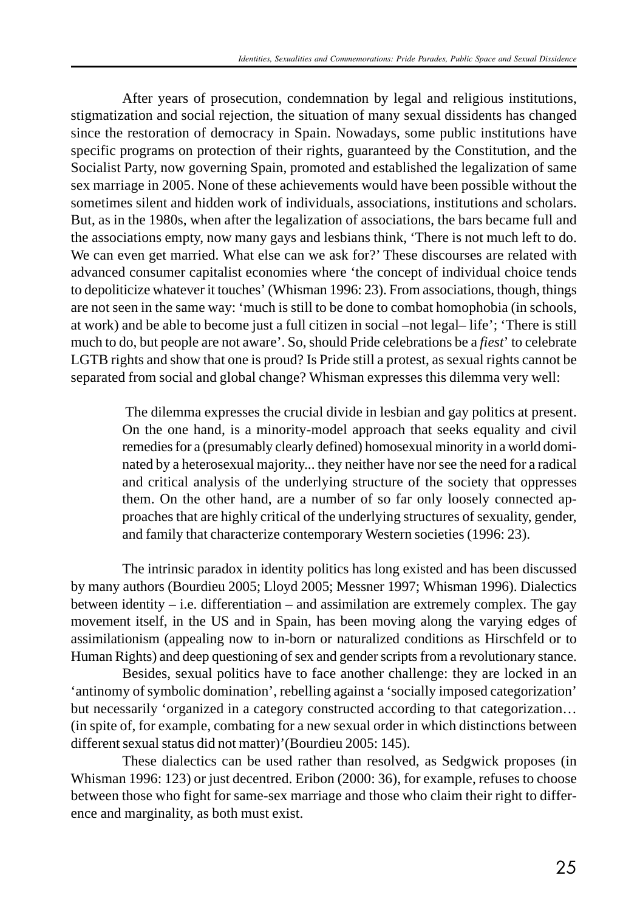After years of prosecution, condemnation by legal and religious institutions, stigmatization and social rejection, the situation of many sexual dissidents has changed since the restoration of democracy in Spain. Nowadays, some public institutions have specific programs on protection of their rights, guaranteed by the Constitution, and the Socialist Party, now governing Spain, promoted and established the legalization of same sex marriage in 2005. None of these achievements would have been possible without the sometimes silent and hidden work of individuals, associations, institutions and scholars. But, as in the 1980s, when after the legalization of associations, the bars became full and the associations empty, now many gays and lesbians think, 'There is not much left to do. We can even get married. What else can we ask for?' These discourses are related with advanced consumer capitalist economies where 'the concept of individual choice tends to depoliticize whatever it touches' (Whisman 1996: 23). From associations, though, things are not seen in the same way: 'much is still to be done to combat homophobia (in schools, at work) and be able to become just a full citizen in social –not legal– life'; 'There is still much to do, but people are not aware'. So, should Pride celebrations be a *fiest*' to celebrate LGTB rights and show that one is proud? Is Pride still a protest, as sexual rights cannot be separated from social and global change? Whisman expresses this dilemma very well:

> The dilemma expresses the crucial divide in lesbian and gay politics at present. On the one hand, is a minority-model approach that seeks equality and civil remedies for a (presumably clearly defined) homosexual minority in a world dominated by a heterosexual majority... they neither have nor see the need for a radical and critical analysis of the underlying structure of the society that oppresses them. On the other hand, are a number of so far only loosely connected approaches that are highly critical of the underlying structures of sexuality, gender, and family that characterize contemporary Western societies (1996: 23).

The intrinsic paradox in identity politics has long existed and has been discussed by many authors (Bourdieu 2005; Lloyd 2005; Messner 1997; Whisman 1996). Dialectics between identity – i.e. differentiation – and assimilation are extremely complex. The gay movement itself, in the US and in Spain, has been moving along the varying edges of assimilationism (appealing now to in-born or naturalized conditions as Hirschfeld or to Human Rights) and deep questioning of sex and gender scripts from a revolutionary stance.

Besides, sexual politics have to face another challenge: they are locked in an 'antinomy of symbolic domination', rebelling against a 'socially imposed categorization' but necessarily 'organized in a category constructed according to that categorization… (in spite of, for example, combating for a new sexual order in which distinctions between different sexual status did not matter)'(Bourdieu 2005: 145).

These dialectics can be used rather than resolved, as Sedgwick proposes (in Whisman 1996: 123) or just decentred. Eribon (2000: 36), for example, refuses to choose between those who fight for same-sex marriage and those who claim their right to difference and marginality, as both must exist.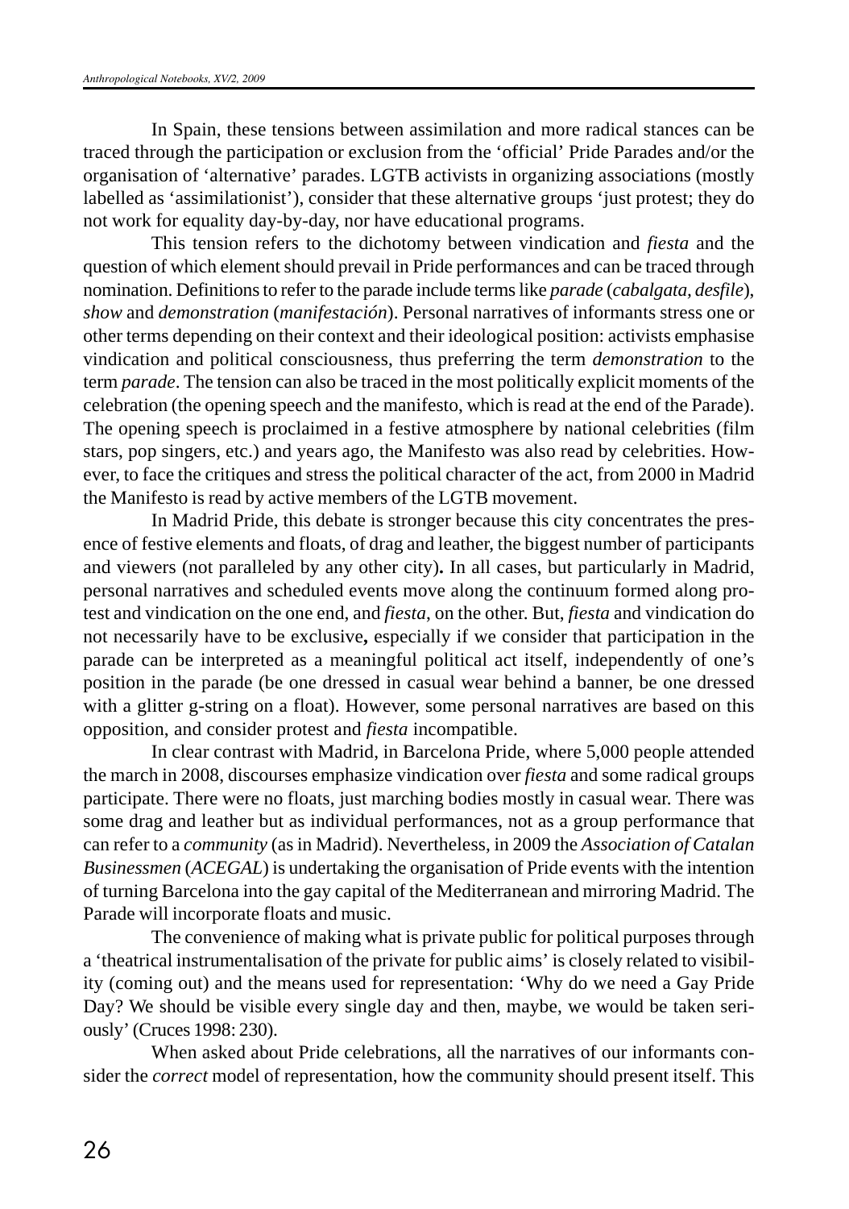In Spain, these tensions between assimilation and more radical stances can be traced through the participation or exclusion from the 'official' Pride Parades and/or the organisation of 'alternative' parades. LGTB activists in organizing associations (mostly labelled as 'assimilationist'), consider that these alternative groups 'just protest; they do not work for equality day-by-day, nor have educational programs.

This tension refers to the dichotomy between vindication and *fiesta* and the question of which element should prevail in Pride performances and can be traced through nomination. Definitions to refer to the parade include terms like *parade* (*cabalgata, desfile*), *show* and *demonstration* (*manifestación*). Personal narratives of informants stress one or other terms depending on their context and their ideological position: activists emphasise vindication and political consciousness, thus preferring the term *demonstration* to the term *parade*. The tension can also be traced in the most politically explicit moments of the celebration (the opening speech and the manifesto, which is read at the end of the Parade). The opening speech is proclaimed in a festive atmosphere by national celebrities (film stars, pop singers, etc.) and years ago, the Manifesto was also read by celebrities. However, to face the critiques and stress the political character of the act, from 2000 in Madrid the Manifesto is read by active members of the LGTB movement.

In Madrid Pride, this debate is stronger because this city concentrates the presence of festive elements and floats, of drag and leather, the biggest number of participants and viewers (not paralleled by any other city)**.** In all cases, but particularly in Madrid, personal narratives and scheduled events move along the continuum formed along protest and vindication on the one end, and *fiesta,* on the other. But, *fiesta* and vindication do not necessarily have to be exclusive**,** especially if we consider that participation in the parade can be interpreted as a meaningful political act itself, independently of one's position in the parade (be one dressed in casual wear behind a banner, be one dressed with a glitter g-string on a float). However, some personal narratives are based on this opposition, and consider protest and *fiesta* incompatible.

In clear contrast with Madrid, in Barcelona Pride, where 5,000 people attended the march in 2008, discourses emphasize vindication over *fiesta* and some radical groups participate. There were no floats, just marching bodies mostly in casual wear. There was some drag and leather but as individual performances, not as a group performance that can refer to a *community* (as in Madrid). Nevertheless, in 2009 the *Association of Catalan Businessmen* (*ACEGAL*) is undertaking the organisation of Pride events with the intention of turning Barcelona into the gay capital of the Mediterranean and mirroring Madrid. The Parade will incorporate floats and music.

The convenience of making what is private public for political purposes through a 'theatrical instrumentalisation of the private for public aims' is closely related to visibility (coming out) and the means used for representation: 'Why do we need a Gay Pride Day? We should be visible every single day and then, maybe, we would be taken seriously' (Cruces 1998: 230).

When asked about Pride celebrations, all the narratives of our informants consider the *correct* model of representation, how the community should present itself. This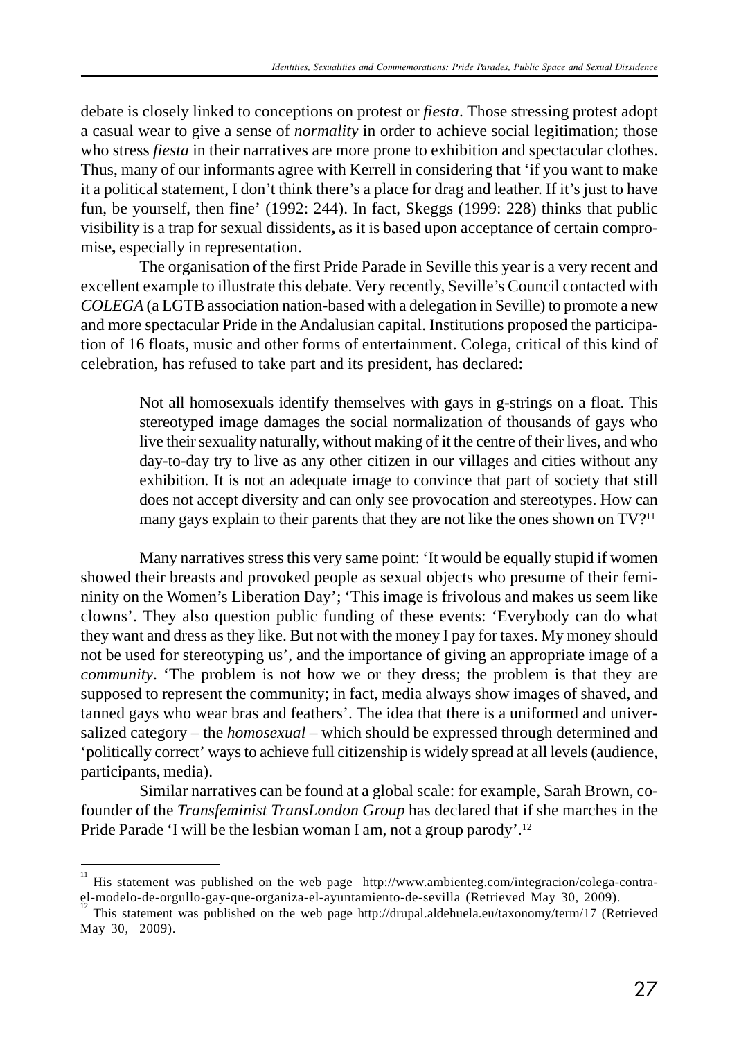debate is closely linked to conceptions on protest or *fiesta*. Those stressing protest adopt a casual wear to give a sense of *normality* in order to achieve social legitimation; those who stress *fiesta* in their narratives are more prone to exhibition and spectacular clothes. Thus, many of our informants agree with Kerrell in considering that 'if you want to make it a political statement, I don't think there's a place for drag and leather. If it's just to have fun, be yourself, then fine' (1992: 244). In fact, Skeggs (1999: 228) thinks that public visibility is a trap for sexual dissidents**,** as it is based upon acceptance of certain compromise**,** especially in representation.

The organisation of the first Pride Parade in Seville this year is a very recent and excellent example to illustrate this debate. Very recently, Seville's Council contacted with *COLEGA* (a LGTB association nation-based with a delegation in Seville) to promote a new and more spectacular Pride in the Andalusian capital. Institutions proposed the participation of 16 floats, music and other forms of entertainment. Colega, critical of this kind of celebration, has refused to take part and its president, has declared:

> Not all homosexuals identify themselves with gays in g-strings on a float. This stereotyped image damages the social normalization of thousands of gays who live their sexuality naturally, without making of it the centre of their lives, and who day-to-day try to live as any other citizen in our villages and cities without any exhibition. It is not an adequate image to convince that part of society that still does not accept diversity and can only see provocation and stereotypes. How can many gays explain to their parents that they are not like the ones shown on TV?[11]

Many narratives stress this very same point: 'It would be equally stupid if women showed their breasts and provoked people as sexual objects who presume of their femininity on the Women's Liberation Day'; 'This image is frivolous and makes us seem like clowns'. They also question public funding of these events: 'Everybody can do what they want and dress as they like. But not with the money I pay for taxes. My money should not be used for stereotyping us', and the importance of giving an appropriate image of a *community*. 'The problem is not how we or they dress; the problem is that they are supposed to represent the community; in fact, media always show images of shaved, and tanned gays who wear bras and feathers'. The idea that there is a uniformed and universalized category – the *homosexual* – which should be expressed through determined and 'politically correct' ways to achieve full citizenship is widely spread at all levels (audience, participants, media).

Similar narratives can be found at a global scale: for example, Sarah Brown, co-founder of the *Transfeminist TransLondon Group* has declared that if she marches in the Pride Parade 'I will be the lesbian woman I am, not a group parody'.[12]

---

[11] His statement was published on the web page http://www.ambienteg.com/integracion/colega-contra-el-modelo-de-orgullo-gay-que-organiza-el-ayuntamiento-de-sevilla (Retrieved May 30, 2009).

[12] This statement was published on the web page http://drupal.aldehuela.eu/taxonomy/term/17 (Retrieved May 30, 2009).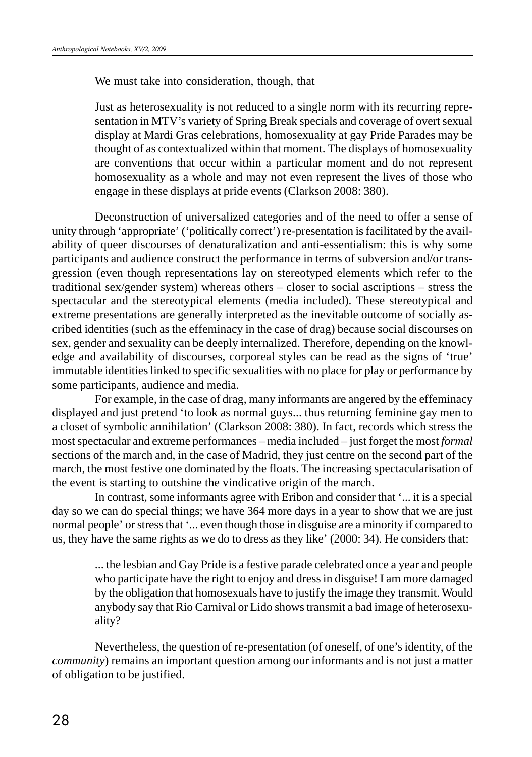We must take into consideration, though, that

> Just as heterosexuality is not reduced to a single norm with its recurring representation in MTV's variety of Spring Break specials and coverage of overt sexual display at Mardi Gras celebrations, homosexuality at gay Pride Parades may be thought of as contextualized within that moment. The displays of homosexuality are conventions that occur within a particular moment and do not represent homosexuality as a whole and may not even represent the lives of those who engage in these displays at pride events (Clarkson 2008: 380).

Deconstruction of universalized categories and of the need to offer a sense of unity through 'appropriate' ('politically correct') re-presentation is facilitated by the availability of queer discourses of denaturalization and anti-essentialism: this is why some participants and audience construct the performance in terms of subversion and/or transgression (even though representations lay on stereotyped elements which refer to the traditional sex/gender system) whereas others – closer to social ascriptions – stress the spectacular and the stereotypical elements (media included). These stereotypical and extreme presentations are generally interpreted as the inevitable outcome of socially ascribed identities (such as the effeminacy in the case of drag) because social discourses on sex, gender and sexuality can be deeply internalized. Therefore, depending on the knowledge and availability of discourses, corporeal styles can be read as the signs of 'true' immutable identities linked to specific sexualities with no place for play or performance by some participants, audience and media.

For example, in the case of drag, many informants are angered by the effeminacy displayed and just pretend 'to look as normal guys... thus returning feminine gay men to a closet of symbolic annihilation' (Clarkson 2008: 380). In fact, records which stress the most spectacular and extreme performances – media included – just forget the most *formal* sections of the march and, in the case of Madrid, they just centre on the second part of the march, the most festive one dominated by the floats. The increasing spectacularisation of the event is starting to outshine the vindicative origin of the march.

In contrast, some informants agree with Eribon and consider that '... it is a special day so we can do special things; we have 364 more days in a year to show that we are just normal people' or stress that '... even though those in disguise are a minority if compared to us, they have the same rights as we do to dress as they like' (2000: 34). He considers that:

> ... the lesbian and Gay Pride is a festive parade celebrated once a year and people who participate have the right to enjoy and dress in disguise! I am more damaged by the obligation that homosexuals have to justify the image they transmit. Would anybody say that Rio Carnival or Lido shows transmit a bad image of heterosexuality?

Nevertheless, the question of re-presentation (of oneself, of one's identity, of the *community*) remains an important question among our informants and is not just a matter of obligation to be justified.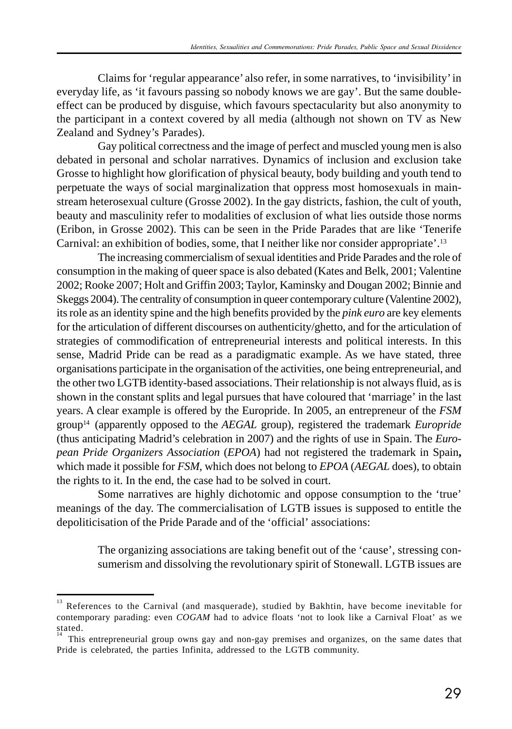Claims for 'regular appearance' also refer, in some narratives, to 'invisibility' in everyday life, as 'it favours passing so nobody knows we are gay'. But the same double-effect can be produced by disguise, which favours spectacularity but also anonymity to the participant in a context covered by all media (although not shown on TV as New Zealand and Sydney's Parades).

Gay political correctness and the image of perfect and muscled young men is also debated in personal and scholar narratives. Dynamics of inclusion and exclusion take Grosse to highlight how glorification of physical beauty, body building and youth tend to perpetuate the ways of social marginalization that oppress most homosexuals in mainstream heterosexual culture (Grosse 2002). In the gay districts, fashion, the cult of youth, beauty and masculinity refer to modalities of exclusion of what lies outside those norms (Eribon, in Grosse 2002). This can be seen in the Pride Parades that are like 'Tenerife Carnival: an exhibition of bodies, some, that I neither like nor consider appropriate'.[13]

The increasing commercialism of sexual identities and Pride Parades and the role of consumption in the making of queer space is also debated (Kates and Belk, 2001; Valentine 2002; Rooke 2007; Holt and Griffin 2003; Taylor, Kaminsky and Dougan 2002; Binnie and Skeggs 2004). The centrality of consumption in queer contemporary culture (Valentine 2002), its role as an identity spine and the high benefits provided by the *pink euro* are key elements for the articulation of different discourses on authenticity/ghetto, and for the articulation of strategies of commodification of entrepreneurial interests and political interests. In this sense, Madrid Pride can be read as a paradigmatic example. As we have stated, three organisations participate in the organisation of the activities, one being entrepreneurial, and the other two LGTB identity-based associations. Their relationship is not always fluid, as is shown in the constant splits and legal pursues that have coloured that 'marriage' in the last years. A clear example is offered by the Europride. In 2005, an entrepreneur of the *FSM* group[14] (apparently opposed to the *AEGAL* group), registered the trademark *Europride* (thus anticipating Madrid's celebration in 2007) and the rights of use in Spain. The *European Pride Organizers Association* (*EPOA*) had not registered the trademark in Spain**,** which made it possible for *FSM*, which does not belong to *EPOA* (*AEGAL* does), to obtain the rights to it. In the end, the case had to be solved in court.

Some narratives are highly dichotomic and oppose consumption to the 'true' meanings of the day. The commercialisation of LGTB issues is supposed to entitle the depoliticisation of the Pride Parade and of the 'official' associations:

> The organizing associations are taking benefit out of the 'cause', stressing consumerism and dissolving the revolutionary spirit of Stonewall. LGTB issues are

---

[13] References to the Carnival (and masquerade), studied by Bakhtin, have become inevitable for contemporary parading: even *COGAM* had to advice floats 'not to look like a Carnival Float' as we stated.

[14] This entrepreneurial group owns gay and non-gay premises and organizes, on the same dates that Pride is celebrated, the parties Infinita, addressed to the LGTB community.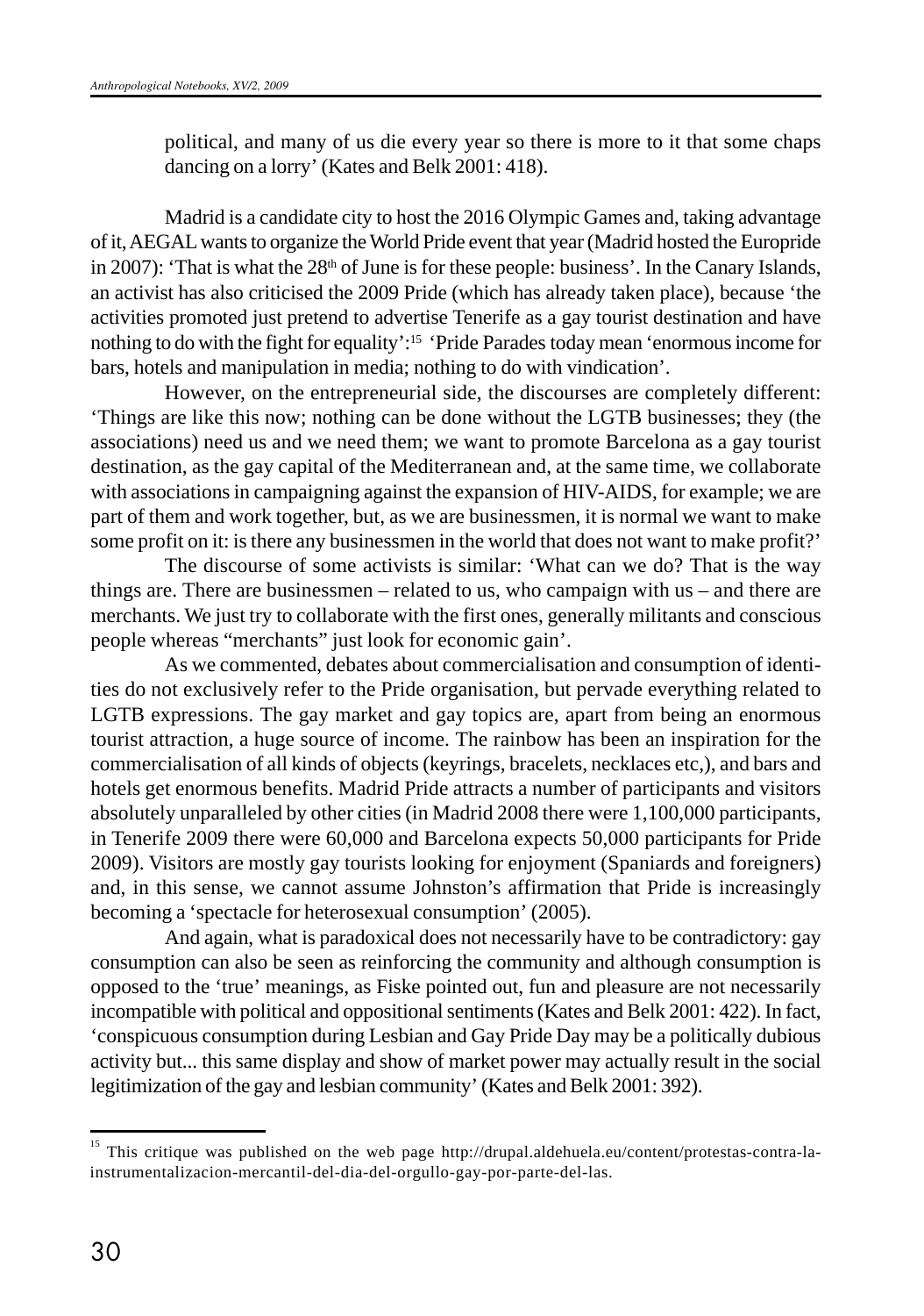political, and many of us die every year so there is more to it that some chaps dancing on a lorry' (Kates and Belk 2001: 418).

Madrid is a candidate city to host the 2016 Olympic Games and, taking advantage of it, AEGAL wants to organize the World Pride event that year (Madrid hosted the Europride in 2007): 'That is what the 28th of June is for these people: business'. In the Canary Islands, an activist has also criticised the 2009 Pride (which has already taken place), because 'the activities promoted just pretend to advertise Tenerife as a gay tourist destination and have nothing to do with the fight for equality':[15] 'Pride Parades today mean 'enormous income for bars, hotels and manipulation in media; nothing to do with vindication'.

However, on the entrepreneurial side, the discourses are completely different: 'Things are like this now; nothing can be done without the LGTB businesses; they (the associations) need us and we need them; we want to promote Barcelona as a gay tourist destination, as the gay capital of the Mediterranean and, at the same time, we collaborate with associations in campaigning against the expansion of HIV-AIDS, for example; we are part of them and work together, but, as we are businessmen, it is normal we want to make some profit on it: is there any businessmen in the world that does not want to make profit?'

The discourse of some activists is similar: 'What can we do? That is the way things are. There are businessmen – related to us, who campaign with us – and there are merchants. We just try to collaborate with the first ones, generally militants and conscious people whereas "merchants" just look for economic gain'.

As we commented, debates about commercialisation and consumption of identities do not exclusively refer to the Pride organisation, but pervade everything related to LGTB expressions. The gay market and gay topics are, apart from being an enormous tourist attraction, a huge source of income. The rainbow has been an inspiration for the commercialisation of all kinds of objects (keyrings, bracelets, necklaces etc,), and bars and hotels get enormous benefits. Madrid Pride attracts a number of participants and visitors absolutely unparalleled by other cities (in Madrid 2008 there were 1,100,000 participants, in Tenerife 2009 there were 60,000 and Barcelona expects 50,000 participants for Pride 2009). Visitors are mostly gay tourists looking for enjoyment (Spaniards and foreigners) and, in this sense, we cannot assume Johnston's affirmation that Pride is increasingly becoming a 'spectacle for heterosexual consumption' (2005).

And again, what is paradoxical does not necessarily have to be contradictory: gay consumption can also be seen as reinforcing the community and although consumption is opposed to the 'true' meanings, as Fiske pointed out, fun and pleasure are not necessarily incompatible with political and oppositional sentiments (Kates and Belk 2001: 422). In fact, 'conspicuous consumption during Lesbian and Gay Pride Day may be a politically dubious activity but... this same display and show of market power may actually result in the social legitimization of the gay and lesbian community' (Kates and Belk 2001: 392).

---

[15] This critique was published on the web page http://drupal.aldehuela.eu/content/protestas-contra-la-instrumentalizacion-mercantil-del-dia-del-orgullo-gay-por-parte-del-las.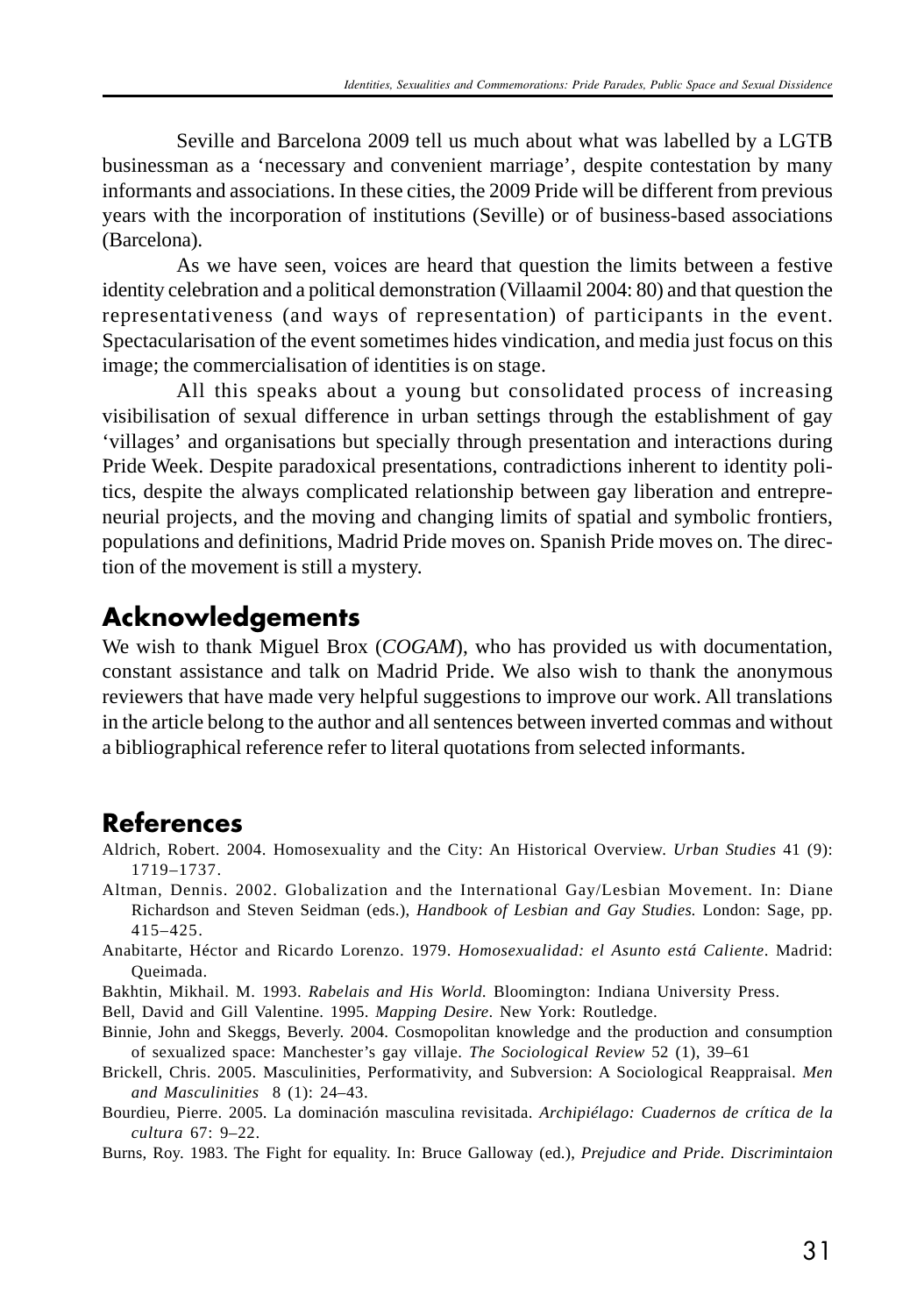Seville and Barcelona 2009 tell us much about what was labelled by a LGTB businessman as a 'necessary and convenient marriage', despite contestation by many informants and associations. In these cities, the 2009 Pride will be different from previous years with the incorporation of institutions (Seville) or of business-based associations (Barcelona).

As we have seen, voices are heard that question the limits between a festive identity celebration and a political demonstration (Villaamil 2004: 80) and that question the representativeness (and ways of representation) of participants in the event. Spectacularisation of the event sometimes hides vindication, and media just focus on this image; the commercialisation of identities is on stage.

All this speaks about a young but consolidated process of increasing visibilisation of sexual difference in urban settings through the establishment of gay 'villages' and organisations but specially through presentation and interactions during Pride Week. Despite paradoxical presentations, contradictions inherent to identity politics, despite the always complicated relationship between gay liberation and entrepreneurial projects, and the moving and changing limits of spatial and symbolic frontiers, populations and definitions, Madrid Pride moves on. Spanish Pride moves on. The direction of the movement is still a mystery.

## Acknowledgements

We wish to thank Miguel Brox (*COGAM*), who has provided us with documentation, constant assistance and talk on Madrid Pride. We also wish to thank the anonymous reviewers that have made very helpful suggestions to improve our work. All translations in the article belong to the author and all sentences between inverted commas and without a bibliographical reference refer to literal quotations from selected informants.

## References

Aldrich, Robert. 2004. Homosexuality and the City: An Historical Overview. *Urban Studies* 41 (9): 1719–1737.

Altman, Dennis. 2002. Globalization and the International Gay/Lesbian Movement. In: Diane Richardson and Steven Seidman (eds.), *Handbook of Lesbian and Gay Studies.* London: Sage, pp. 415–425.

Anabitarte, Héctor and Ricardo Lorenzo. 1979. *Homosexualidad: el Asunto está Caliente*. Madrid: Queimada.

Bakhtin, Mikhail. M. 1993. *Rabelais and His World.* Bloomington: Indiana University Press.

Bell, David and Gill Valentine. 1995. *Mapping Desire*. New York: Routledge.

Binnie, John and Skeggs, Beverly. 2004. Cosmopolitan knowledge and the production and consumption of sexualized space: Manchester's gay villaje. *The Sociological Review* 52 (1), 39–61

Brickell, Chris. 2005. Masculinities, Performativity, and Subversion: A Sociological Reappraisal. *Men and Masculinities* 8 (1): 24–43.

Bourdieu, Pierre. 2005. La dominación masculina revisitada. *Archipiélago: Cuadernos de crítica de la cultura* 67: 9–22.

Burns, Roy. 1983. The Fight for equality. In: Bruce Galloway (ed.), *Prejudice and Pride. Discrimintaion*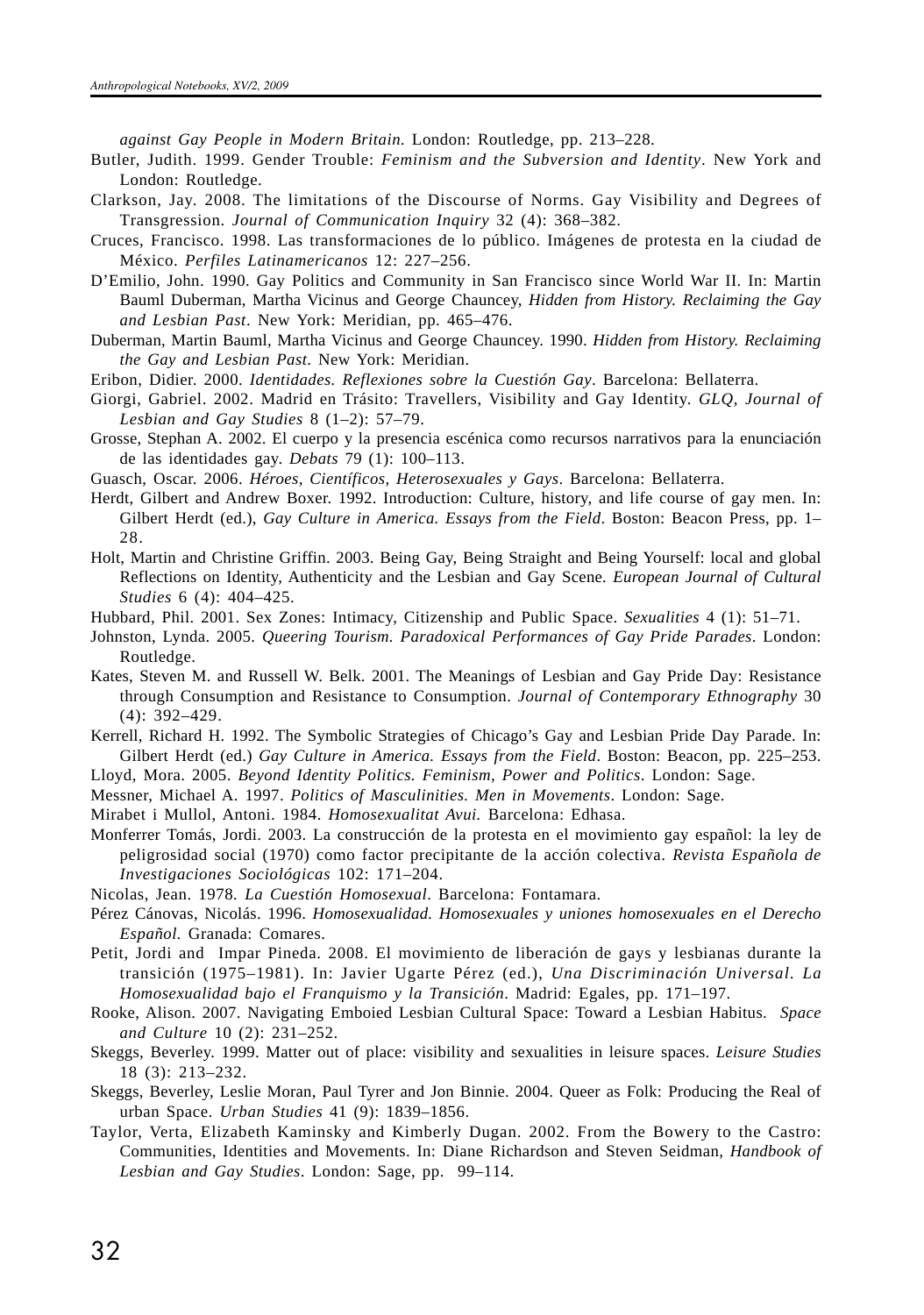*against Gay People in Modern Britain*. London: Routledge, pp. 213–228.

Butler, Judith. 1999. Gender Trouble: *Feminism and the Subversion and Identity*. New York and London: Routledge.

Clarkson, Jay. 2008. The limitations of the Discourse of Norms. Gay Visibility and Degrees of Transgression. *Journal of Communication Inquiry* 32 (4): 368–382.

Cruces, Francisco. 1998. Las transformaciones de lo público. Imágenes de protesta en la ciudad de México. *Perfiles Latinamericanos* 12: 227–256.

D'Emilio, John. 1990. Gay Politics and Community in San Francisco since World War II. In: Martin Bauml Duberman, Martha Vicinus and George Chauncey, *Hidden from History. Reclaiming the Gay and Lesbian Past*. New York: Meridian, pp. 465–476.

Duberman, Martin Bauml, Martha Vicinus and George Chauncey. 1990. *Hidden from History. Reclaiming the Gay and Lesbian Past.* New York: Meridian.

Eribon, Didier. 2000. *Identidades. Reflexiones sobre la Cuestión Gay*. Barcelona: Bellaterra.

Giorgi, Gabriel. 2002. Madrid en Trásito: Travellers, Visibility and Gay Identity. *GLQ, Journal of Lesbian and Gay Studies* 8 (1–2): 57–79.

Grosse, Stephan A. 2002. El cuerpo y la presencia escénica como recursos narrativos para la enunciación de las identidades gay. *Debats* 79 (1): 100–113.

Guasch, Oscar. 2006. *Héroes, Científicos, Heterosexuales y Gays*. Barcelona: Bellaterra.

Herdt, Gilbert and Andrew Boxer. 1992. Introduction: Culture, history, and life course of gay men. In: Gilbert Herdt (ed.), *Gay Culture in America. Essays from the Field*. Boston: Beacon Press, pp. 1–28.

Holt, Martin and Christine Griffin. 2003. Being Gay, Being Straight and Being Yourself: local and global Reflections on Identity, Authenticity and the Lesbian and Gay Scene. *European Journal of Cultural Studies* 6 (4): 404–425.

Hubbard, Phil. 2001. Sex Zones: Intimacy, Citizenship and Public Space. *Sexualities* 4 (1): 51–71.

Johnston, Lynda. 2005. *Queering Tourism. Paradoxical Performances of Gay Pride Parades*. London: Routledge.

Kates, Steven M. and Russell W. Belk. 2001. The Meanings of Lesbian and Gay Pride Day: Resistance through Consumption and Resistance to Consumption. *Journal of Contemporary Ethnography* 30 (4): 392–429.

Kerrell, Richard H. 1992. The Symbolic Strategies of Chicago's Gay and Lesbian Pride Day Parade. In: Gilbert Herdt (ed.) *Gay Culture in America. Essays from the Field*. Boston: Beacon, pp. 225–253.

Lloyd, Mora. 2005. *Beyond Identity Politics. Feminism, Power and Politics*. London: Sage.

Messner, Michael A. 1997. *Politics of Masculinities. Men in Movements*. London: Sage.

Mirabet i Mullol, Antoni. 1984. *Homosexualitat Avui*. Barcelona: Edhasa.

Monferrer Tomás, Jordi. 2003. La construcción de la protesta en el movimiento gay español: la ley de peligrosidad social (1970) como factor precipitante de la acción colectiva. *Revista Española de Investigaciones Sociológicas* 102: 171–204.

Nicolas, Jean. 1978. *La Cuestión Homosexual*. Barcelona: Fontamara.

Pérez Cánovas, Nicolás. 1996. *Homosexualidad. Homosexuales y uniones homosexuales en el Derecho Español.* Granada: Comares.

Petit, Jordi and Impar Pineda. 2008. El movimiento de liberación de gays y lesbianas durante la transición (1975–1981). In: Javier Ugarte Pérez (ed.), *Una Discriminación Universal. La Homosexualidad bajo el Franquismo y la Transición*. Madrid: Egales, pp. 171–197.

Rooke, Alison. 2007. Navigating Emboied Lesbian Cultural Space: Toward a Lesbian Habitus. *Space and Culture* 10 (2): 231–252.

Skeggs, Beverley. 1999. Matter out of place: visibility and sexualities in leisure spaces. *Leisure Studies* 18 (3): 213–232.

Skeggs, Beverley, Leslie Moran, Paul Tyrer and Jon Binnie. 2004. Queer as Folk: Producing the Real of urban Space. *Urban Studies* 41 (9): 1839–1856.

Taylor, Verta, Elizabeth Kaminsky and Kimberly Dugan. 2002. From the Bowery to the Castro: Communities, Identities and Movements. In: Diane Richardson and Steven Seidman, *Handbook of Lesbian and Gay Studies*. London: Sage, pp. 99–114.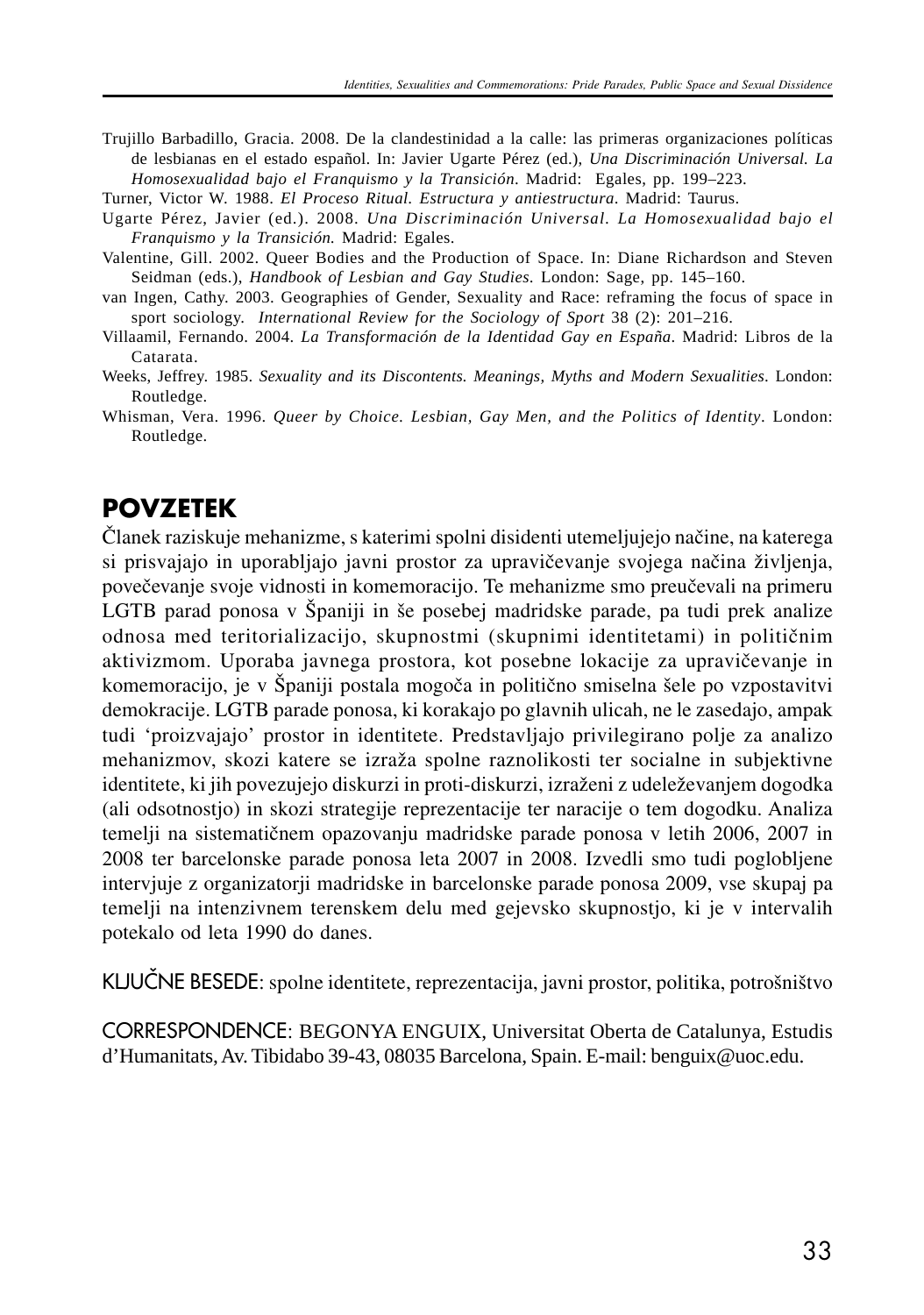Trujillo Barbadillo, Gracia. 2008. De la clandestinidad a la calle: las primeras organizaciones políticas de lesbianas en el estado español. In: Javier Ugarte Pérez (ed.), *Una Discriminación Universal. La Homosexualidad bajo el Franquismo y la Transición*. Madrid: Egales, pp. 199–223.

Turner, Victor W. 1988. *El Proceso Ritual. Estructura y antiestructura*. Madrid: Taurus.

Ugarte Pérez, Javier (ed.). 2008. *Una Discriminación Universal. La Homosexualidad bajo el Franquismo y la Transición.* Madrid: Egales.

Valentine, Gill. 2002. Queer Bodies and the Production of Space. In: Diane Richardson and Steven Seidman (eds.), *Handbook of Lesbian and Gay Studies*. London: Sage, pp. 145–160.

van Ingen, Cathy. 2003. Geographies of Gender, Sexuality and Race: reframing the focus of space in sport sociology. *International Review for the Sociology of Sport* 38 (2): 201–216.

Villaamil, Fernando. 2004. *La Transformación de la Identidad Gay en España*. Madrid: Libros de la Catarata.

Weeks, Jeffrey. 1985. *Sexuality and its Discontents. Meanings, Myths and Modern Sexualities*. London: Routledge.

Whisman, Vera. 1996. *Queer by Choice. Lesbian, Gay Men, and the Politics of Identity*. London: Routledge.

## POVZETEK

Članek raziskuje mehanizme, s katerimi spolni disidenti utemeljujejo načine, na katerega si prisvajajo in uporabljajo javni prostor za upravičevanje svojega načina življenja, povečevanje svoje vidnosti in komemoracijo. Te mehanizme smo preučevali na primeru LGTB parad ponosa v Španiji in še posebej madridske parade, pa tudi prek analize odnosa med teritorializacijo, skupnostmi (skupnimi identitetami) in političnim aktivizmom. Uporaba javnega prostora, kot posebne lokacije za upravičevanje in komemoracijo, je v Španiji postala mogoča in politično smiselna šele po vzpostavitvi demokracije. LGTB parade ponosa, ki korakajo po glavnih ulicah, ne le zasedajo, ampak tudi 'proizvajajo' prostor in identitete. Predstavljajo privilegirano polje za analizo mehanizmov, skozi katere se izraža spolne raznolikosti ter socialne in subjektivne identitete, ki jih povezujejo diskurzi in proti-diskurzi, izraženi z udeleževanjem dogodka (ali odsotnostjo) in skozi strategije reprezentacije ter naracije o tem dogodku. Analiza temelji na sistematičnem opazovanju madridske parade ponosa v letih 2006, 2007 in 2008 ter barcelonske parade ponosa leta 2007 in 2008. Izvedli smo tudi poglobljene intervjuje z organizatorji madridske in barcelonske parade ponosa 2009, vse skupaj pa temelji na intenzivnem terenskem delu med gejevsko skupnostjo, ki je v intervalih potekalo od leta 1990 do danes.

KLJUČNE BESEDE: spolne identitete, reprezentacija, javni prostor, politika, potrošništvo

CORRESPONDENCE: BEGONYA ENGUIX, Universitat Oberta de Catalunya, Estudis d'Humanitats, Av. Tibidabo 39-43, 08035 Barcelona, Spain. E-mail: benguix@uoc.edu.